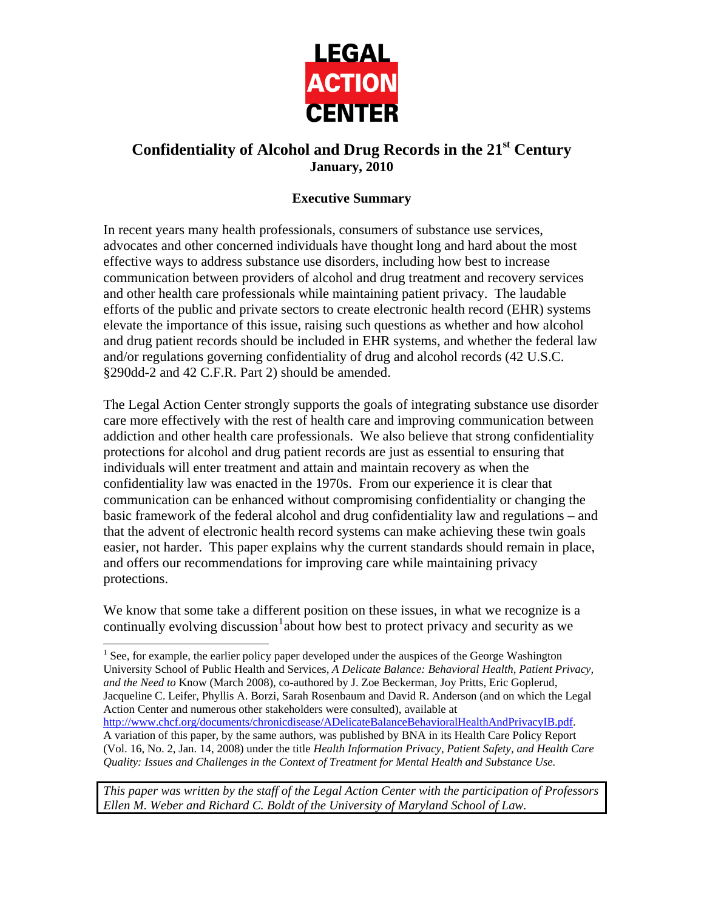LEGAL ACTION CENTER

# Confidentiality of Alcohol and Drug Records in the 21st Century

**January, 2010**

## Executive Summary

In recent years many health professionals, consumers of substance use services, advocates and other concerned individuals have thought long and hard about the most effective ways to address substance use disorders, including how best to increase communication between providers of alcohol and drug treatment and recovery services and other health care professionals while maintaining patient privacy. The laudable efforts of the public and private sectors to create electronic health record (EHR) systems elevate the importance of this issue, raising such questions as whether and how alcohol and drug patient records should be included in EHR systems, and whether the federal law and/or regulations governing confidentiality of drug and alcohol records (42 U.S.C. §290dd-2 and 42 C.F.R. Part 2) should be amended.

The Legal Action Center strongly supports the goals of integrating substance use disorder care more effectively with the rest of health care and improving communication between addiction and other health care professionals. We also believe that strong confidentiality protections for alcohol and drug patient records are just as essential to ensuring that individuals will enter treatment and attain and maintain recovery as when the confidentiality law was enacted in the 1970s. From our experience it is clear that communication can be enhanced without compromising confidentiality or changing the basic framework of the federal alcohol and drug confidentiality law and regulations – and that the advent of electronic health record systems can make achieving these twin goals easier, not harder. This paper explains why the current standards should remain in place, and offers our recommendations for improving care while maintaining privacy protections.

We know that some take a different position on these issues, in what we recognize is a continually evolving discussion[1] about how best to protect privacy and security as we

[1] See, for example, the earlier policy paper developed under the auspices of the George Washington University School of Public Health and Services, *A Delicate Balance: Behavioral Health, Patient Privacy, and the Need to* Know (March 2008), co-authored by J. Zoe Beckerman, Joy Pritts, Eric Goplerud, Jacqueline C. Leifer, Phyllis A. Borzi, Sarah Rosenbaum and David R. Anderson (and on which the Legal Action Center and numerous other stakeholders were consulted), available at http://www.chcf.org/documents/chronicdisease/ADelicateBalanceBehavioralHealthAndPrivacyIB.pdf. A variation of this paper, by the same authors, was published by BNA in its Health Care Policy Report (Vol. 16, No. 2, Jan. 14, 2008) under the title *Health Information Privacy, Patient Safety, and Health Care Quality: Issues and Challenges in the Context of Treatment for Mental Health and Substance Use.*

*This paper was written by the staff of the Legal Action Center with the participation of Professors Ellen M. Weber and Richard C. Boldt of the University of Maryland School of Law.*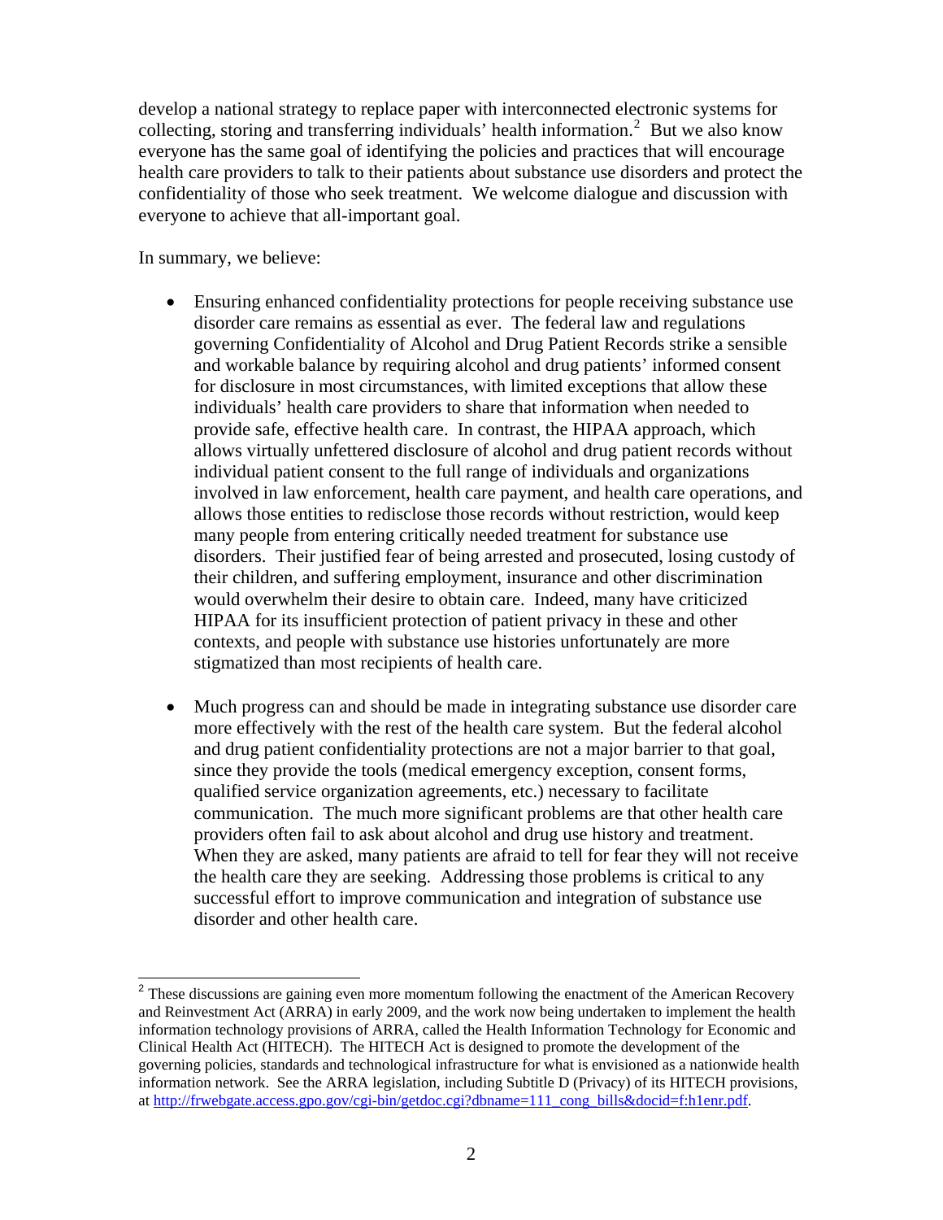develop a national strategy to replace paper with interconnected electronic systems for collecting, storing and transferring individuals' health information.[2] But we also know everyone has the same goal of identifying the policies and practices that will encourage health care providers to talk to their patients about substance use disorders and protect the confidentiality of those who seek treatment. We welcome dialogue and discussion with everyone to achieve that all-important goal.

In summary, we believe:

- Ensuring enhanced confidentiality protections for people receiving substance use disorder care remains as essential as ever. The federal law and regulations governing Confidentiality of Alcohol and Drug Patient Records strike a sensible and workable balance by requiring alcohol and drug patients' informed consent for disclosure in most circumstances, with limited exceptions that allow these individuals' health care providers to share that information when needed to provide safe, effective health care. In contrast, the HIPAA approach, which allows virtually unfettered disclosure of alcohol and drug patient records without individual patient consent to the full range of individuals and organizations involved in law enforcement, health care payment, and health care operations, and allows those entities to redisclose those records without restriction, would keep many people from entering critically needed treatment for substance use disorders. Their justified fear of being arrested and prosecuted, losing custody of their children, and suffering employment, insurance and other discrimination would overwhelm their desire to obtain care. Indeed, many have criticized HIPAA for its insufficient protection of patient privacy in these and other contexts, and people with substance use histories unfortunately are more stigmatized than most recipients of health care.

- Much progress can and should be made in integrating substance use disorder care more effectively with the rest of the health care system. But the federal alcohol and drug patient confidentiality protections are not a major barrier to that goal, since they provide the tools (medical emergency exception, consent forms, qualified service organization agreements, etc.) necessary to facilitate communication. The much more significant problems are that other health care providers often fail to ask about alcohol and drug use history and treatment. When they are asked, many patients are afraid to tell for fear they will not receive the health care they are seeking. Addressing those problems is critical to any successful effort to improve communication and integration of substance use disorder and other health care.

---

[2] These discussions are gaining even more momentum following the enactment of the American Recovery and Reinvestment Act (ARRA) in early 2009, and the work now being undertaken to implement the health information technology provisions of ARRA, called the Health Information Technology for Economic and Clinical Health Act (HITECH). The HITECH Act is designed to promote the development of the governing policies, standards and technological infrastructure for what is envisioned as a nationwide health information network. See the ARRA legislation, including Subtitle D (Privacy) of its HITECH provisions, at http://frwebgate.access.gpo.gov/cgi-bin/getdoc.cgi?dbname=111_cong_bills&docid=f:h1enr.pdf.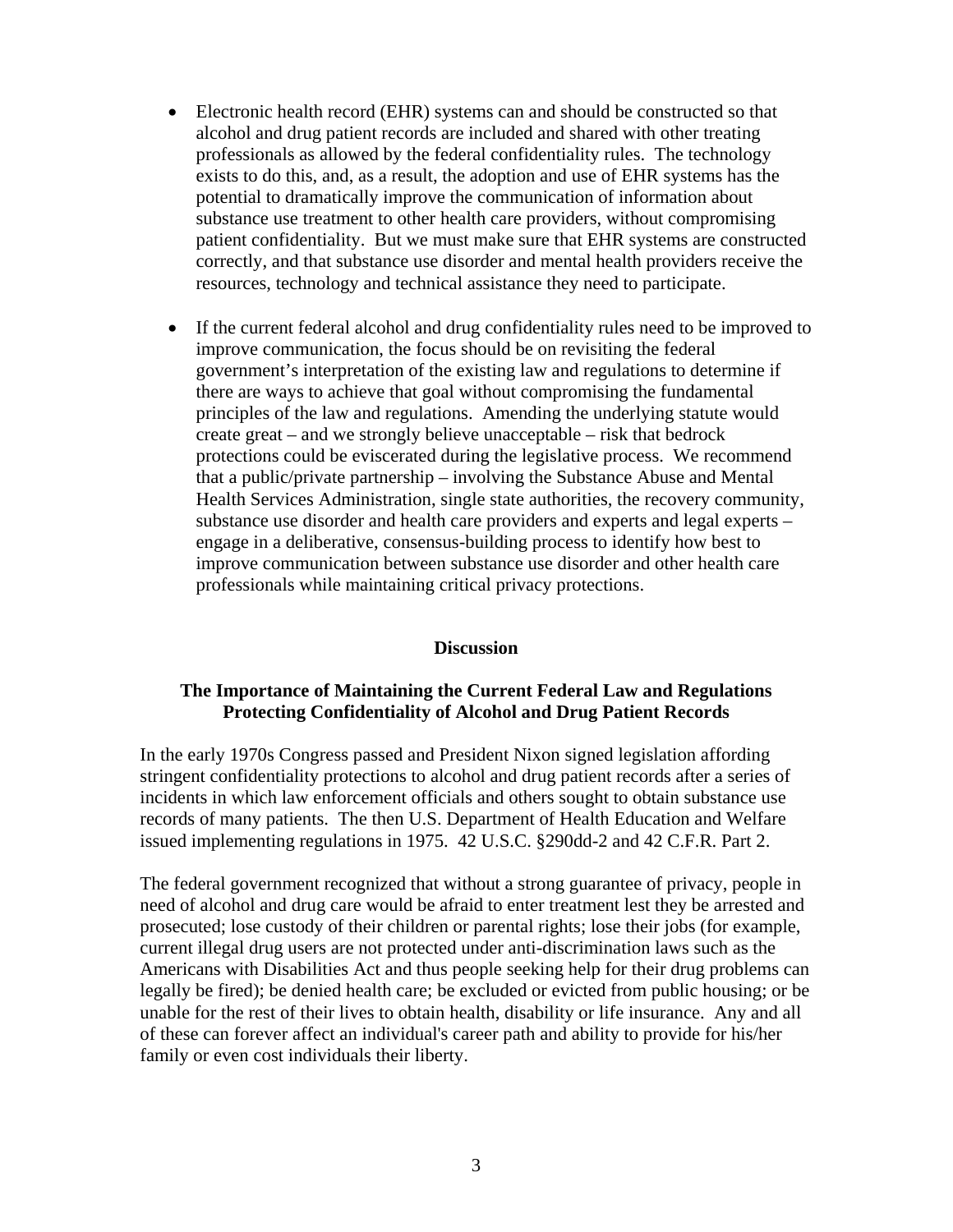- Electronic health record (EHR) systems can and should be constructed so that alcohol and drug patient records are included and shared with other treating professionals as allowed by the federal confidentiality rules. The technology exists to do this, and, as a result, the adoption and use of EHR systems has the potential to dramatically improve the communication of information about substance use treatment to other health care providers, without compromising patient confidentiality. But we must make sure that EHR systems are constructed correctly, and that substance use disorder and mental health providers receive the resources, technology and technical assistance they need to participate.

- If the current federal alcohol and drug confidentiality rules need to be improved to improve communication, the focus should be on revisiting the federal government's interpretation of the existing law and regulations to determine if there are ways to achieve that goal without compromising the fundamental principles of the law and regulations. Amending the underlying statute would create great – and we strongly believe unacceptable – risk that bedrock protections could be eviscerated during the legislative process. We recommend that a public/private partnership – involving the Substance Abuse and Mental Health Services Administration, single state authorities, the recovery community, substance use disorder and health care providers and experts and legal experts – engage in a deliberative, consensus-building process to identify how best to improve communication between substance use disorder and other health care professionals while maintaining critical privacy protections.

## Discussion

### The Importance of Maintaining the Current Federal Law and Regulations Protecting Confidentiality of Alcohol and Drug Patient Records

In the early 1970s Congress passed and President Nixon signed legislation affording stringent confidentiality protections to alcohol and drug patient records after a series of incidents in which law enforcement officials and others sought to obtain substance use records of many patients. The then U.S. Department of Health Education and Welfare issued implementing regulations in 1975. 42 U.S.C. §290dd-2 and 42 C.F.R. Part 2.

The federal government recognized that without a strong guarantee of privacy, people in need of alcohol and drug care would be afraid to enter treatment lest they be arrested and prosecuted; lose custody of their children or parental rights; lose their jobs (for example, current illegal drug users are not protected under anti-discrimination laws such as the Americans with Disabilities Act and thus people seeking help for their drug problems can legally be fired); be denied health care; be excluded or evicted from public housing; or be unable for the rest of their lives to obtain health, disability or life insurance. Any and all of these can forever affect an individual's career path and ability to provide for his/her family or even cost individuals their liberty.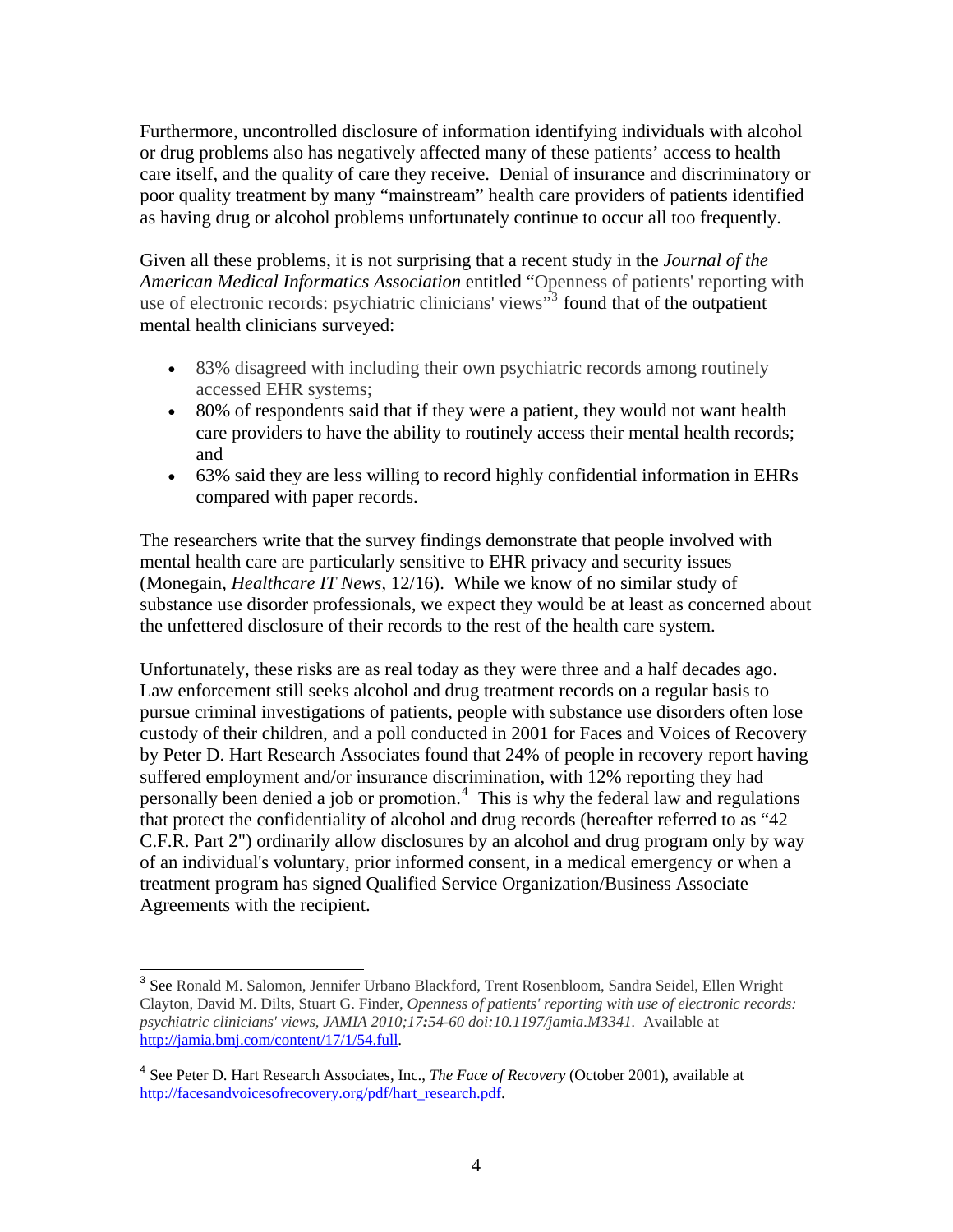Furthermore, uncontrolled disclosure of information identifying individuals with alcohol or drug problems also has negatively affected many of these patients' access to health care itself, and the quality of care they receive. Denial of insurance and discriminatory or poor quality treatment by many "mainstream" health care providers of patients identified as having drug or alcohol problems unfortunately continue to occur all too frequently.

Given all these problems, it is not surprising that a recent study in the *Journal of the American Medical Informatics Association* entitled "Openness of patients' reporting with use of electronic records: psychiatric clinicians' views"[3] found that of the outpatient mental health clinicians surveyed:

- 83% disagreed with including their own psychiatric records among routinely accessed EHR systems;
- 80% of respondents said that if they were a patient, they would not want health care providers to have the ability to routinely access their mental health records; and
- 63% said they are less willing to record highly confidential information in EHRs compared with paper records.

The researchers write that the survey findings demonstrate that people involved with mental health care are particularly sensitive to EHR privacy and security issues (Monegain, *Healthcare IT News*, 12/16). While we know of no similar study of substance use disorder professionals, we expect they would be at least as concerned about the unfettered disclosure of their records to the rest of the health care system.

Unfortunately, these risks are as real today as they were three and a half decades ago. Law enforcement still seeks alcohol and drug treatment records on a regular basis to pursue criminal investigations of patients, people with substance use disorders often lose custody of their children, and a poll conducted in 2001 for Faces and Voices of Recovery by Peter D. Hart Research Associates found that 24% of people in recovery report having suffered employment and/or insurance discrimination, with 12% reporting they had personally been denied a job or promotion.[4] This is why the federal law and regulations that protect the confidentiality of alcohol and drug records (hereafter referred to as "42 C.F.R. Part 2") ordinarily allow disclosures by an alcohol and drug program only by way of an individual's voluntary, prior informed consent, in a medical emergency or when a treatment program has signed Qualified Service Organization/Business Associate Agreements with the recipient.

---

[3] See Ronald M. Salomon, Jennifer Urbano Blackford, Trent Rosenbloom, Sandra Seidel, Ellen Wright Clayton, David M. Dilts, Stuart G. Finder, *Openness of patients' reporting with use of electronic records: psychiatric clinicians' views*, *JAMIA 2010;17:54-60 doi:10.1197/jamia.M3341.* Available at http://jamia.bmj.com/content/17/1/54.full.

[4] See Peter D. Hart Research Associates, Inc., *The Face of Recovery* (October 2001), available at http://facesandvoicesofrecovery.org/pdf/hart_research.pdf.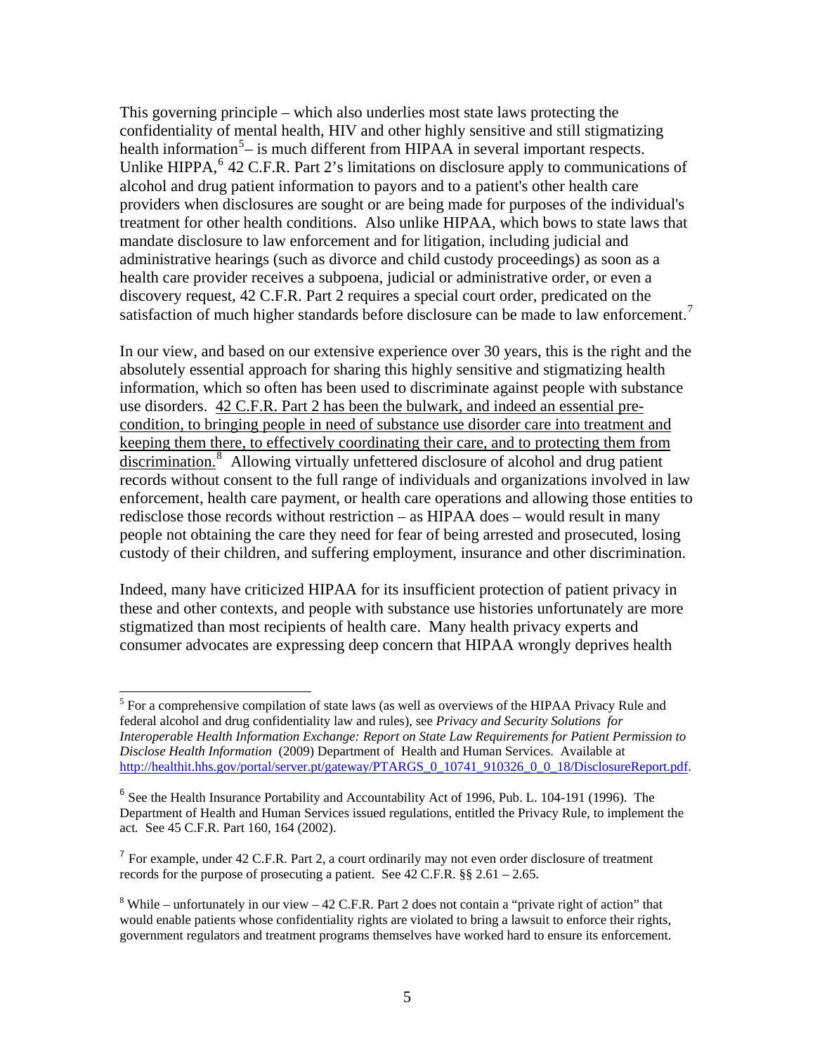This governing principle – which also underlies most state laws protecting the confidentiality of mental health, HIV and other highly sensitive and still stigmatizing health information[5]– is much different from HIPAA in several important respects. Unlike HIPPA,[6] 42 C.F.R. Part 2's limitations on disclosure apply to communications of alcohol and drug patient information to payors and to a patient's other health care providers when disclosures are sought or are being made for purposes of the individual's treatment for other health conditions. Also unlike HIPAA, which bows to state laws that mandate disclosure to law enforcement and for litigation, including judicial and administrative hearings (such as divorce and child custody proceedings) as soon as a health care provider receives a subpoena, judicial or administrative order, or even a discovery request, 42 C.F.R. Part 2 requires a special court order, predicated on the satisfaction of much higher standards before disclosure can be made to law enforcement.[7]

In our view, and based on our extensive experience over 30 years, this is the right and the absolutely essential approach for sharing this highly sensitive and stigmatizing health information, which so often has been used to discriminate against people with substance use disorders. <u>42 C.F.R. Part 2 has been the bulwark, and indeed an essential pre-condition, to bringing people in need of substance use disorder care into treatment and keeping them there, to effectively coordinating their care, and to protecting them from discrimination.</u>[8] Allowing virtually unfettered disclosure of alcohol and drug patient records without consent to the full range of individuals and organizations involved in law enforcement, health care payment, or health care operations and allowing those entities to redisclose those records without restriction – as HIPAA does – would result in many people not obtaining the care they need for fear of being arrested and prosecuted, losing custody of their children, and suffering employment, insurance and other discrimination.

Indeed, many have criticized HIPAA for its insufficient protection of patient privacy in these and other contexts, and people with substance use histories unfortunately are more stigmatized than most recipients of health care. Many health privacy experts and consumer advocates are expressing deep concern that HIPAA wrongly deprives health

---

[5] For a comprehensive compilation of state laws (as well as overviews of the HIPAA Privacy Rule and federal alcohol and drug confidentiality law and rules), see *Privacy and Security Solutions for Interoperable Health Information Exchange: Report on State Law Requirements for Patient Permission to Disclose Health Information* (2009) Department of Health and Human Services. Available at http://healthit.hhs.gov/portal/server.pt/gateway/PTARGS_0_10741_910326_0_0_18/DisclosureReport.pdf.

[6] See the Health Insurance Portability and Accountability Act of 1996, Pub. L. 104-191 (1996). The Department of Health and Human Services issued regulations, entitled the Privacy Rule, to implement the act*.* See 45 C.F.R. Part 160, 164 (2002).

[7] For example, under 42 C.F.R. Part 2, a court ordinarily may not even order disclosure of treatment records for the purpose of prosecuting a patient. See 42 C.F.R. §§ 2.61 – 2.65.

[8] While – unfortunately in our view – 42 C.F.R. Part 2 does not contain a "private right of action" that would enable patients whose confidentiality rights are violated to bring a lawsuit to enforce their rights, government regulators and treatment programs themselves have worked hard to ensure its enforcement.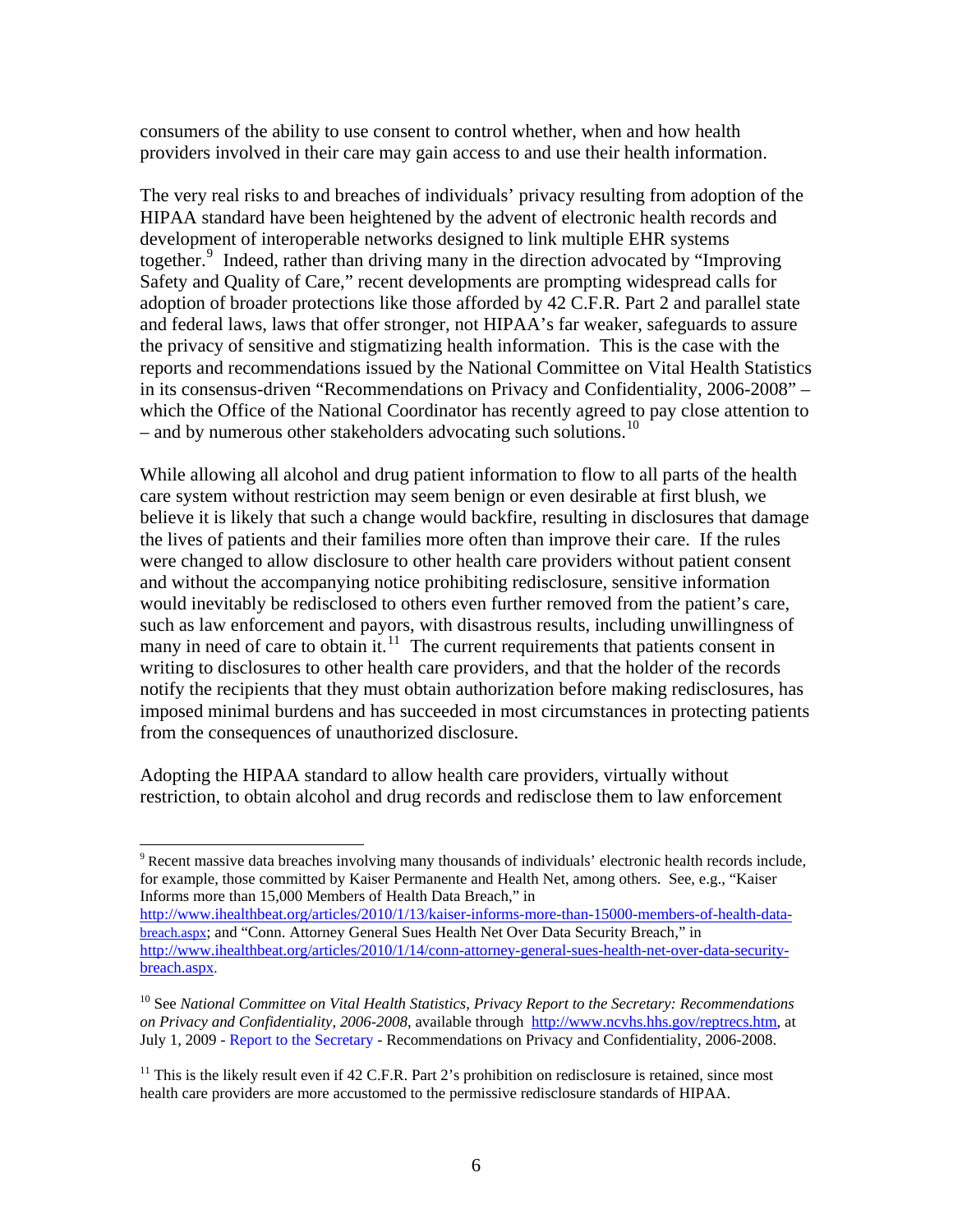consumers of the ability to use consent to control whether, when and how health providers involved in their care may gain access to and use their health information.

The very real risks to and breaches of individuals' privacy resulting from adoption of the HIPAA standard have been heightened by the advent of electronic health records and development of interoperable networks designed to link multiple EHR systems together.[9] Indeed, rather than driving many in the direction advocated by "Improving Safety and Quality of Care," recent developments are prompting widespread calls for adoption of broader protections like those afforded by 42 C.F.R. Part 2 and parallel state and federal laws, laws that offer stronger, not HIPAA's far weaker, safeguards to assure the privacy of sensitive and stigmatizing health information. This is the case with the reports and recommendations issued by the National Committee on Vital Health Statistics in its consensus-driven "Recommendations on Privacy and Confidentiality, 2006-2008" – which the Office of the National Coordinator has recently agreed to pay close attention to – and by numerous other stakeholders advocating such solutions.[10]

While allowing all alcohol and drug patient information to flow to all parts of the health care system without restriction may seem benign or even desirable at first blush, we believe it is likely that such a change would backfire, resulting in disclosures that damage the lives of patients and their families more often than improve their care. If the rules were changed to allow disclosure to other health care providers without patient consent and without the accompanying notice prohibiting redisclosure, sensitive information would inevitably be redisclosed to others even further removed from the patient's care, such as law enforcement and payors, with disastrous results, including unwillingness of many in need of care to obtain it.[11] The current requirements that patients consent in writing to disclosures to other health care providers, and that the holder of the records notify the recipients that they must obtain authorization before making redisclosures, has imposed minimal burdens and has succeeded in most circumstances in protecting patients from the consequences of unauthorized disclosure.

Adopting the HIPAA standard to allow health care providers, virtually without restriction, to obtain alcohol and drug records and redisclose them to law enforcement

---

[9] Recent massive data breaches involving many thousands of individuals' electronic health records include, for example, those committed by Kaiser Permanente and Health Net, among others. See, e.g., "Kaiser Informs more than 15,000 Members of Health Data Breach," in http://www.ihealthbeat.org/articles/2010/1/13/kaiser-informs-more-than-15000-members-of-health-data-breach.aspx; and "Conn. Attorney General Sues Health Net Over Data Security Breach," in http://www.ihealthbeat.org/articles/2010/1/14/conn-attorney-general-sues-health-net-over-data-security-breach.aspx.

[10] See *National Committee on Vital Health Statistics, Privacy Report to the Secretary: Recommendations on Privacy and Confidentiality, 2006-2008*, available through http://www.ncvhs.hhs.gov/reptrecs.htm, at July 1, 2009 - Report to the Secretary - Recommendations on Privacy and Confidentiality, 2006-2008.

[11] This is the likely result even if 42 C.F.R. Part 2's prohibition on redisclosure is retained, since most health care providers are more accustomed to the permissive redisclosure standards of HIPAA.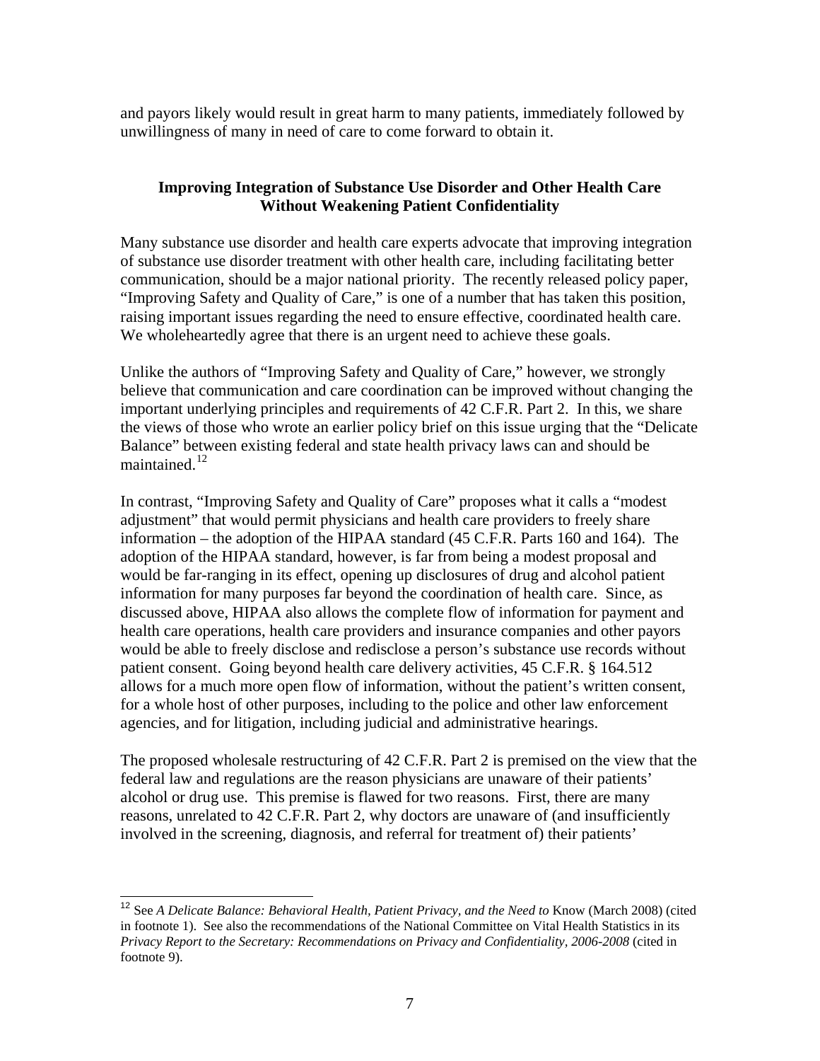and payors likely would result in great harm to many patients, immediately followed by unwillingness of many in need of care to come forward to obtain it.

## Improving Integration of Substance Use Disorder and Other Health Care Without Weakening Patient Confidentiality

Many substance use disorder and health care experts advocate that improving integration of substance use disorder treatment with other health care, including facilitating better communication, should be a major national priority. The recently released policy paper, "Improving Safety and Quality of Care," is one of a number that has taken this position, raising important issues regarding the need to ensure effective, coordinated health care. We wholeheartedly agree that there is an urgent need to achieve these goals.

Unlike the authors of "Improving Safety and Quality of Care," however, we strongly believe that communication and care coordination can be improved without changing the important underlying principles and requirements of 42 C.F.R. Part 2. In this, we share the views of those who wrote an earlier policy brief on this issue urging that the "Delicate Balance" between existing federal and state health privacy laws can and should be maintained.[12]

In contrast, "Improving Safety and Quality of Care" proposes what it calls a "modest adjustment" that would permit physicians and health care providers to freely share information – the adoption of the HIPAA standard (45 C.F.R. Parts 160 and 164). The adoption of the HIPAA standard, however, is far from being a modest proposal and would be far-ranging in its effect, opening up disclosures of drug and alcohol patient information for many purposes far beyond the coordination of health care. Since, as discussed above, HIPAA also allows the complete flow of information for payment and health care operations, health care providers and insurance companies and other payors would be able to freely disclose and redisclose a person's substance use records without patient consent. Going beyond health care delivery activities, 45 C.F.R. § 164.512 allows for a much more open flow of information, without the patient's written consent, for a whole host of other purposes, including to the police and other law enforcement agencies, and for litigation, including judicial and administrative hearings.

The proposed wholesale restructuring of 42 C.F.R. Part 2 is premised on the view that the federal law and regulations are the reason physicians are unaware of their patients' alcohol or drug use. This premise is flawed for two reasons. First, there are many reasons, unrelated to 42 C.F.R. Part 2, why doctors are unaware of (and insufficiently involved in the screening, diagnosis, and referral for treatment of) their patients'

---

[12] See *A Delicate Balance: Behavioral Health, Patient Privacy, and the Need to* Know (March 2008) (cited in footnote 1). See also the recommendations of the National Committee on Vital Health Statistics in its *Privacy Report to the Secretary: Recommendations on Privacy and Confidentiality, 2006-2008* (cited in footnote 9).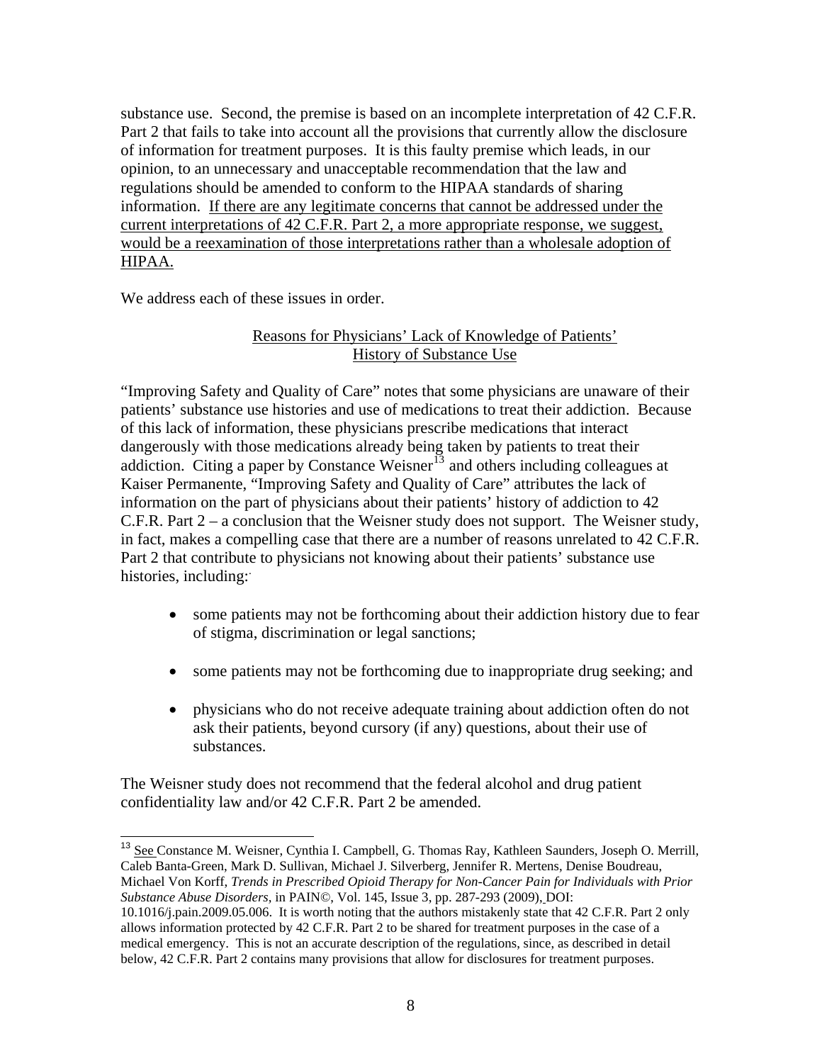substance use. Second, the premise is based on an incomplete interpretation of 42 C.F.R. Part 2 that fails to take into account all the provisions that currently allow the disclosure of information for treatment purposes. It is this faulty premise which leads, in our opinion, to an unnecessary and unacceptable recommendation that the law and regulations should be amended to conform to the HIPAA standards of sharing information. <u>If there are any legitimate concerns that cannot be addressed under the current interpretations of 42 C.F.R. Part 2, a more appropriate response, we suggest, would be a reexamination of those interpretations rather than a wholesale adoption of HIPAA.</u>

We address each of these issues in order.

<u>Reasons for Physicians' Lack of Knowledge of Patients' History of Substance Use</u>

"Improving Safety and Quality of Care" notes that some physicians are unaware of their patients' substance use histories and use of medications to treat their addiction. Because of this lack of information, these physicians prescribe medications that interact dangerously with those medications already being taken by patients to treat their addiction. Citing a paper by Constance Weisner[13] and others including colleagues at Kaiser Permanente, "Improving Safety and Quality of Care" attributes the lack of information on the part of physicians about their patients' history of addiction to 42 C.F.R. Part 2 – a conclusion that the Weisner study does not support. The Weisner study, in fact, makes a compelling case that there are a number of reasons unrelated to 42 C.F.R. Part 2 that contribute to physicians not knowing about their patients' substance use histories, including:

- some patients may not be forthcoming about their addiction history due to fear of stigma, discrimination or legal sanctions;
- some patients may not be forthcoming due to inappropriate drug seeking; and
- physicians who do not receive adequate training about addiction often do not ask their patients, beyond cursory (if any) questions, about their use of substances.

The Weisner study does not recommend that the federal alcohol and drug patient confidentiality law and/or 42 C.F.R. Part 2 be amended.

---

[13] <u>See</u> Constance M. Weisner, Cynthia I. Campbell, G. Thomas Ray, Kathleen Saunders, Joseph O. Merrill, Caleb Banta-Green, Mark D. Sullivan, Michael J. Silverberg, Jennifer R. Mertens, Denise Boudreau, Michael Von Korff, *Trends in Prescribed Opioid Therapy for Non-Cancer Pain for Individuals with Prior Substance Abuse Disorders*, in PAIN©, Vol. 145, Issue 3, pp. 287-293 (2009), DOI: 10.1016/j.pain.2009.05.006. It is worth noting that the authors mistakenly state that 42 C.F.R. Part 2 only allows information protected by 42 C.F.R. Part 2 to be shared for treatment purposes in the case of a medical emergency. This is not an accurate description of the regulations, since, as described in detail below, 42 C.F.R. Part 2 contains many provisions that allow for disclosures for treatment purposes.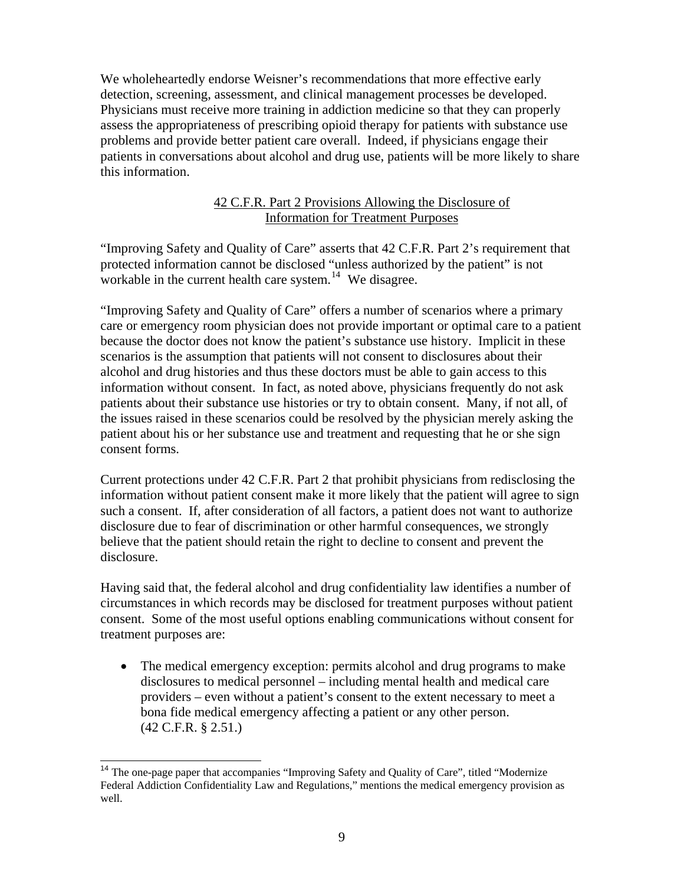We wholeheartedly endorse Weisner's recommendations that more effective early detection, screening, assessment, and clinical management processes be developed. Physicians must receive more training in addiction medicine so that they can properly assess the appropriateness of prescribing opioid therapy for patients with substance use problems and provide better patient care overall. Indeed, if physicians engage their patients in conversations about alcohol and drug use, patients will be more likely to share this information.

## 42 C.F.R. Part 2 Provisions Allowing the Disclosure of Information for Treatment Purposes

"Improving Safety and Quality of Care" asserts that 42 C.F.R. Part 2's requirement that protected information cannot be disclosed "unless authorized by the patient" is not workable in the current health care system.[14] We disagree.

"Improving Safety and Quality of Care" offers a number of scenarios where a primary care or emergency room physician does not provide important or optimal care to a patient because the doctor does not know the patient's substance use history. Implicit in these scenarios is the assumption that patients will not consent to disclosures about their alcohol and drug histories and thus these doctors must be able to gain access to this information without consent. In fact, as noted above, physicians frequently do not ask patients about their substance use histories or try to obtain consent. Many, if not all, of the issues raised in these scenarios could be resolved by the physician merely asking the patient about his or her substance use and treatment and requesting that he or she sign consent forms.

Current protections under 42 C.F.R. Part 2 that prohibit physicians from redisclosing the information without patient consent make it more likely that the patient will agree to sign such a consent. If, after consideration of all factors, a patient does not want to authorize disclosure due to fear of discrimination or other harmful consequences, we strongly believe that the patient should retain the right to decline to consent and prevent the disclosure.

Having said that, the federal alcohol and drug confidentiality law identifies a number of circumstances in which records may be disclosed for treatment purposes without patient consent. Some of the most useful options enabling communications without consent for treatment purposes are:

- The medical emergency exception: permits alcohol and drug programs to make disclosures to medical personnel – including mental health and medical care providers – even without a patient's consent to the extent necessary to meet a bona fide medical emergency affecting a patient or any other person. (42 C.F.R. § 2.51.)

[14] The one-page paper that accompanies "Improving Safety and Quality of Care", titled "Modernize Federal Addiction Confidentiality Law and Regulations," mentions the medical emergency provision as well.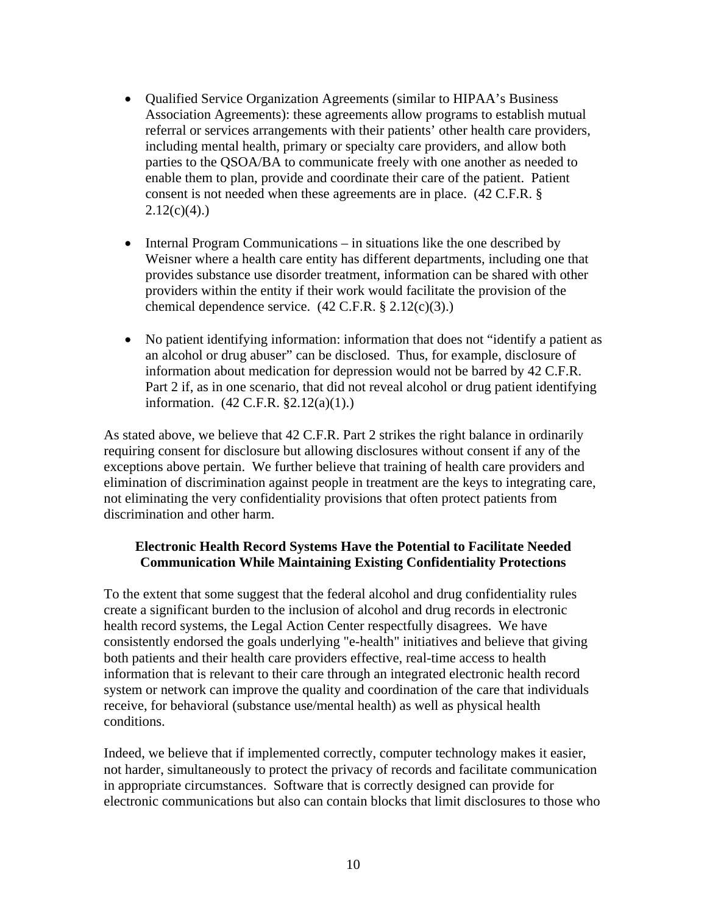- Qualified Service Organization Agreements (similar to HIPAA's Business Association Agreements): these agreements allow programs to establish mutual referral or services arrangements with their patients' other health care providers, including mental health, primary or specialty care providers, and allow both parties to the QSOA/BA to communicate freely with one another as needed to enable them to plan, provide and coordinate their care of the patient. Patient consent is not needed when these agreements are in place. (42 C.F.R. § 2.12(c)(4).)

- Internal Program Communications – in situations like the one described by Weisner where a health care entity has different departments, including one that provides substance use disorder treatment, information can be shared with other providers within the entity if their work would facilitate the provision of the chemical dependence service. (42 C.F.R. § 2.12(c)(3).)

- No patient identifying information: information that does not "identify a patient as an alcohol or drug abuser" can be disclosed. Thus, for example, disclosure of information about medication for depression would not be barred by 42 C.F.R. Part 2 if, as in one scenario, that did not reveal alcohol or drug patient identifying information. (42 C.F.R. §2.12(a)(1).)

As stated above, we believe that 42 C.F.R. Part 2 strikes the right balance in ordinarily requiring consent for disclosure but allowing disclosures without consent if any of the exceptions above pertain. We further believe that training of health care providers and elimination of discrimination against people in treatment are the keys to integrating care, not eliminating the very confidentiality provisions that often protect patients from discrimination and other harm.

**Electronic Health Record Systems Have the Potential to Facilitate Needed Communication While Maintaining Existing Confidentiality Protections**

To the extent that some suggest that the federal alcohol and drug confidentiality rules create a significant burden to the inclusion of alcohol and drug records in electronic health record systems, the Legal Action Center respectfully disagrees. We have consistently endorsed the goals underlying "e-health" initiatives and believe that giving both patients and their health care providers effective, real-time access to health information that is relevant to their care through an integrated electronic health record system or network can improve the quality and coordination of the care that individuals receive, for behavioral (substance use/mental health) as well as physical health conditions.

Indeed, we believe that if implemented correctly, computer technology makes it easier, not harder, simultaneously to protect the privacy of records and facilitate communication in appropriate circumstances. Software that is correctly designed can provide for electronic communications but also can contain blocks that limit disclosures to those who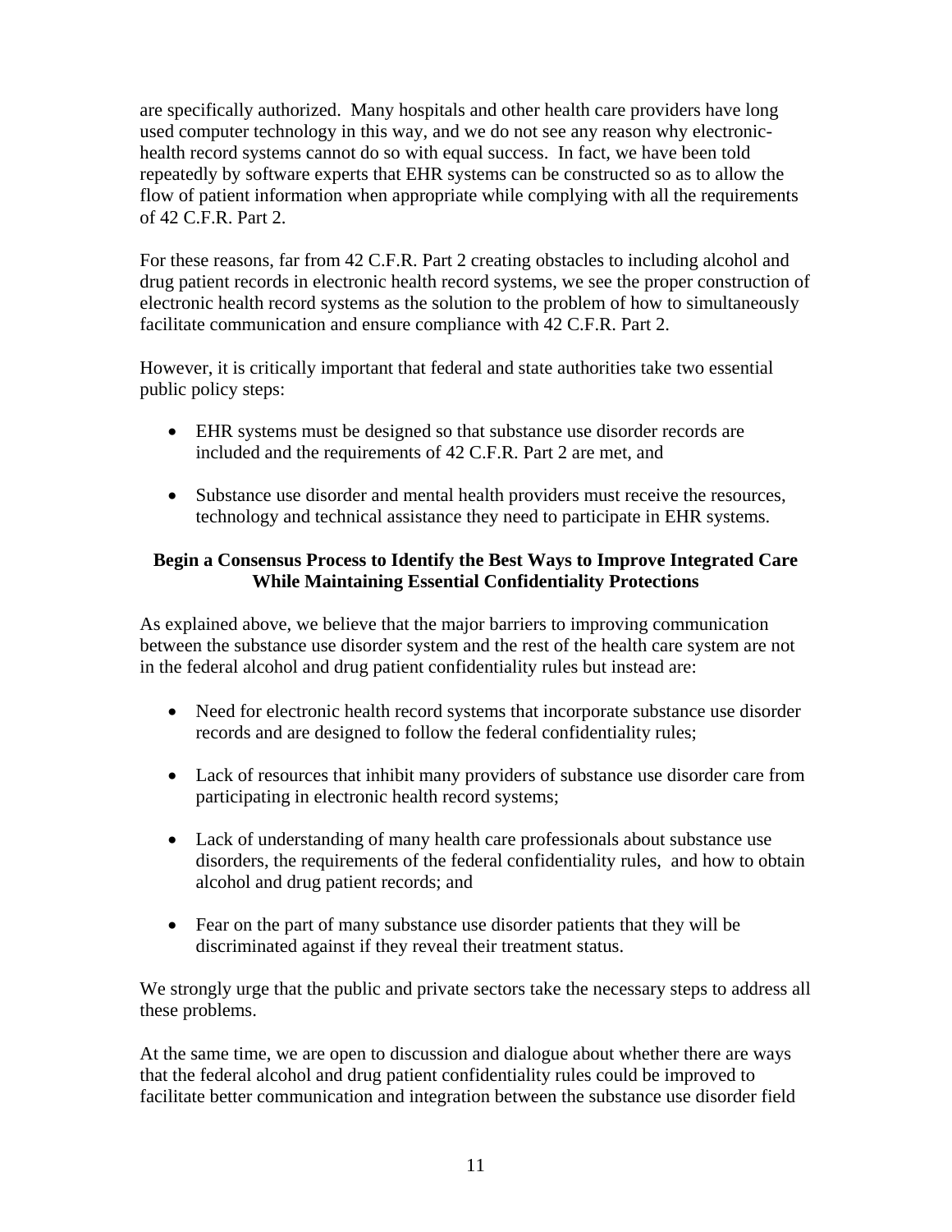are specifically authorized. Many hospitals and other health care providers have long used computer technology in this way, and we do not see any reason why electronic-health record systems cannot do so with equal success. In fact, we have been told repeatedly by software experts that EHR systems can be constructed so as to allow the flow of patient information when appropriate while complying with all the requirements of 42 C.F.R. Part 2.

For these reasons, far from 42 C.F.R. Part 2 creating obstacles to including alcohol and drug patient records in electronic health record systems, we see the proper construction of electronic health record systems as the solution to the problem of how to simultaneously facilitate communication and ensure compliance with 42 C.F.R. Part 2.

However, it is critically important that federal and state authorities take two essential public policy steps:

- EHR systems must be designed so that substance use disorder records are included and the requirements of 42 C.F.R. Part 2 are met, and
- Substance use disorder and mental health providers must receive the resources, technology and technical assistance they need to participate in EHR systems.

**Begin a Consensus Process to Identify the Best Ways to Improve Integrated Care While Maintaining Essential Confidentiality Protections**

As explained above, we believe that the major barriers to improving communication between the substance use disorder system and the rest of the health care system are not in the federal alcohol and drug patient confidentiality rules but instead are:

- Need for electronic health record systems that incorporate substance use disorder records and are designed to follow the federal confidentiality rules;
- Lack of resources that inhibit many providers of substance use disorder care from participating in electronic health record systems;
- Lack of understanding of many health care professionals about substance use disorders, the requirements of the federal confidentiality rules, and how to obtain alcohol and drug patient records; and
- Fear on the part of many substance use disorder patients that they will be discriminated against if they reveal their treatment status.

We strongly urge that the public and private sectors take the necessary steps to address all these problems.

At the same time, we are open to discussion and dialogue about whether there are ways that the federal alcohol and drug patient confidentiality rules could be improved to facilitate better communication and integration between the substance use disorder field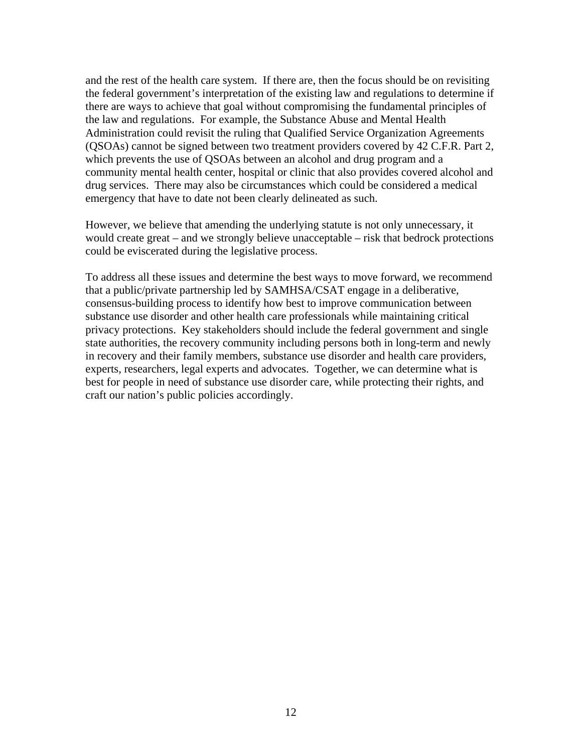and the rest of the health care system. If there are, then the focus should be on revisiting the federal government's interpretation of the existing law and regulations to determine if there are ways to achieve that goal without compromising the fundamental principles of the law and regulations. For example, the Substance Abuse and Mental Health Administration could revisit the ruling that Qualified Service Organization Agreements (QSOAs) cannot be signed between two treatment providers covered by 42 C.F.R. Part 2, which prevents the use of QSOAs between an alcohol and drug program and a community mental health center, hospital or clinic that also provides covered alcohol and drug services. There may also be circumstances which could be considered a medical emergency that have to date not been clearly delineated as such.

However, we believe that amending the underlying statute is not only unnecessary, it would create great – and we strongly believe unacceptable – risk that bedrock protections could be eviscerated during the legislative process.

To address all these issues and determine the best ways to move forward, we recommend that a public/private partnership led by SAMHSA/CSAT engage in a deliberative, consensus-building process to identify how best to improve communication between substance use disorder and other health care professionals while maintaining critical privacy protections. Key stakeholders should include the federal government and single state authorities, the recovery community including persons both in long-term and newly in recovery and their family members, substance use disorder and health care providers, experts, researchers, legal experts and advocates. Together, we can determine what is best for people in need of substance use disorder care, while protecting their rights, and craft our nation's public policies accordingly.